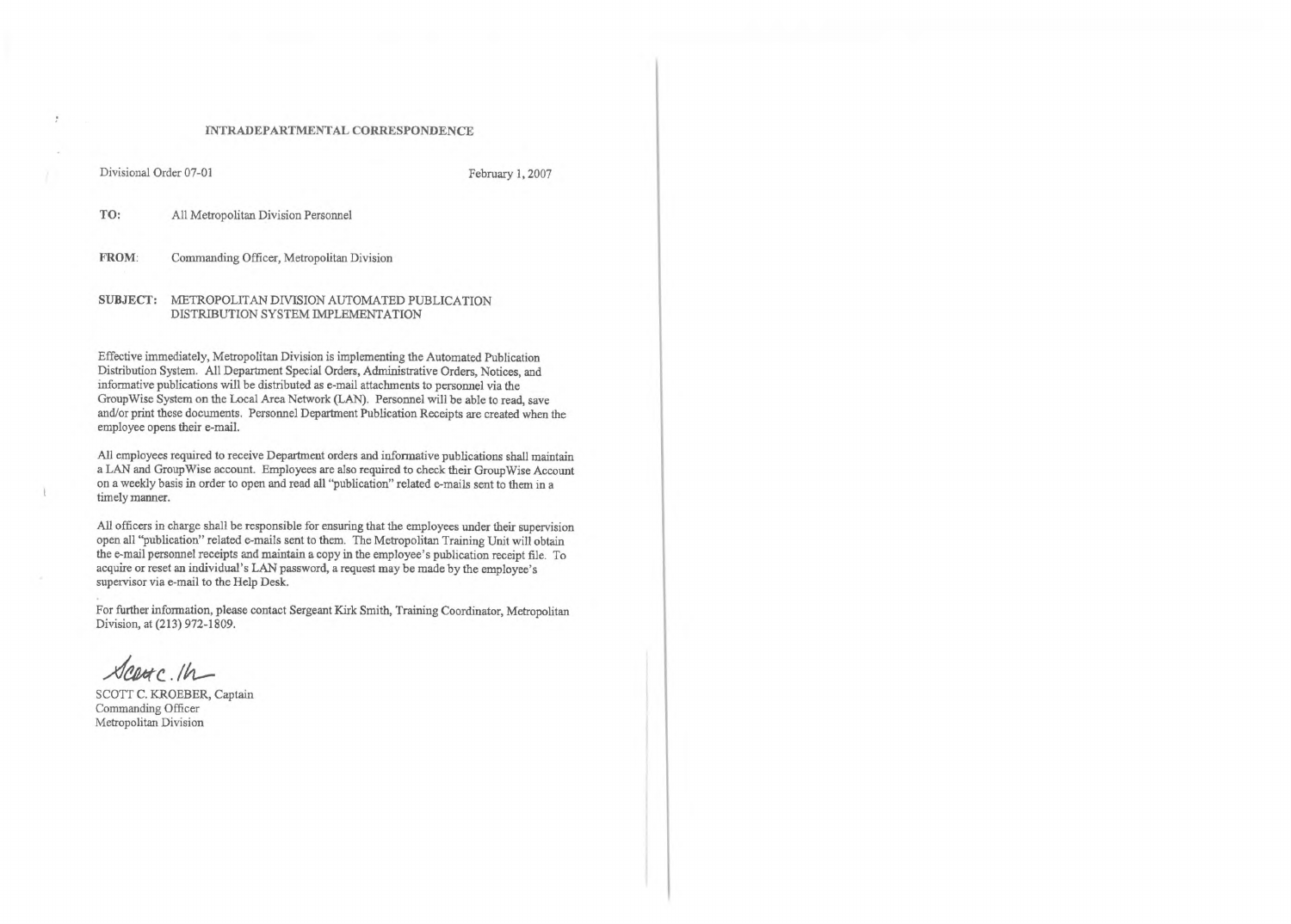INTRADEPARTMENTAL CORRESPONDENCE

Divisional Order 07-01 February 1, 2007

**TO:** All Metropolitan Division Personnel

**FROM:** Commanding Officer, Metropolitan Division

**SUBJECT:** METROPOLITAN DIVISION AUTOMATED PUBLICATION DISTRIBUTION SYSTEM IMPLEMENTATION

Effective immediately, Metropolitan Division is implementing the Automated Publication Distribution System. All Department Special Orders, Administrative Orders, Notices, and informative publications will be distributed as e-mail attachments to personnel via the GroupWise System on the Local Area Network (LAN). Personnel will be able to read, save and/or print these documents. Personnel Department Publication Receipts are created when the employee opens their e-mail.

All employees required to receive Department orders and informative publications shall maintain a LAN and GroupWise account. Employees are also required to check their GroupWise Account on a weekly basis in order to open and read all "publication" related e-mails sent to them in a timely manner.

All officers in charge shall be responsible for ensuring that the employees under their supervision open all "publication" related e-mails sent to them. The Metropolitan Training Unit will obtain the e-mail personnel receipts and maintain a copy in the employee's publication receipt file. To acquire or reset an individual's LAN password, a request may be made by the employee's supervisor via e-mail to the Help Desk.

For further information, please contact Sergeant Kirk Smith, Training Coordinator, Metropolitan Division, at (213) 972-1809.

SCOTT C. KROEBER, Captain
Commanding Officer
Metropolitan Division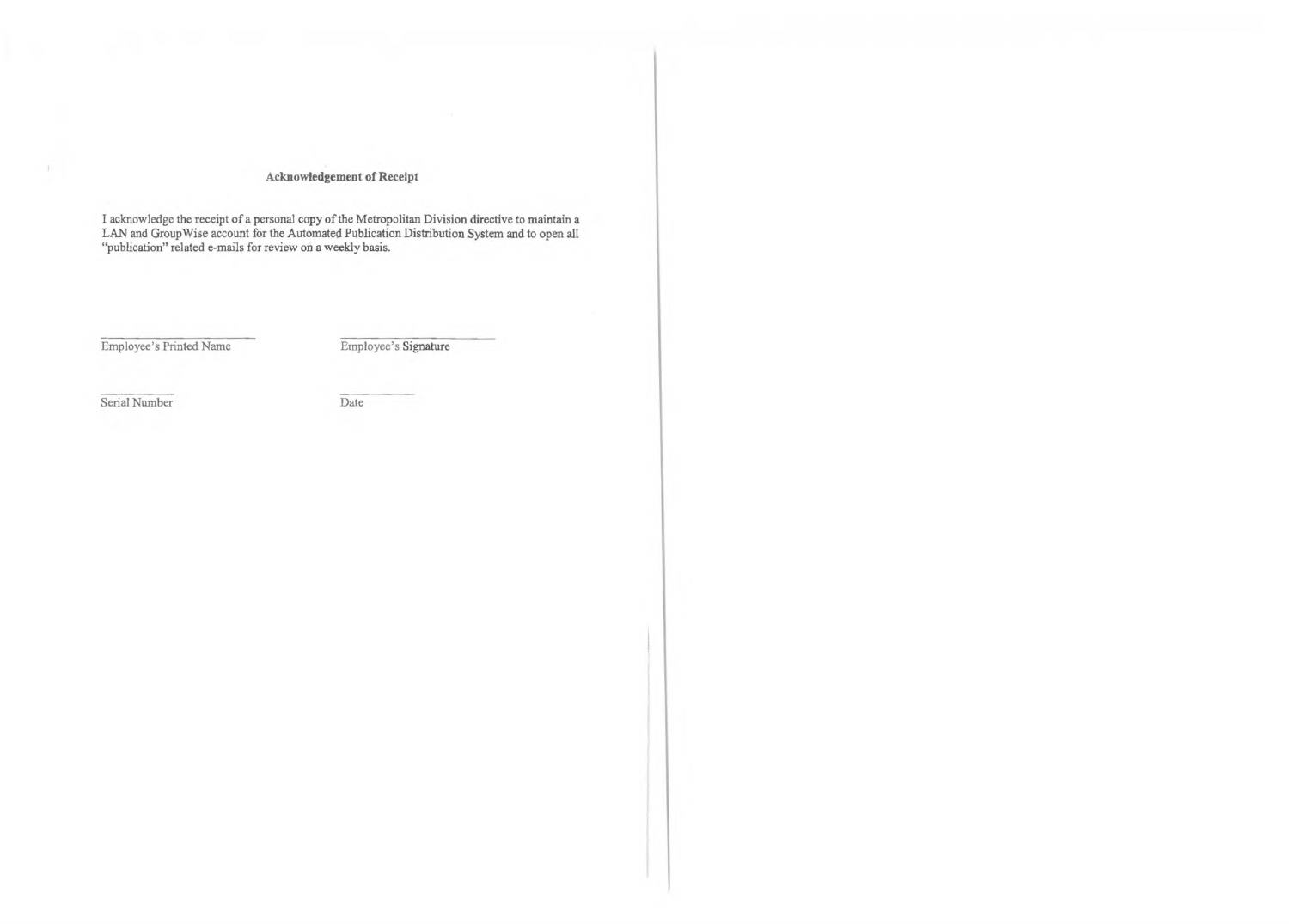**Acknowledgement of Receipt**

I acknowledge the receipt of a personal copy of the Metropolitan Division directive to maintain a LAN and GroupWise account for the Automated Publication Distribution System and to open all "publication" related e-mails for review on a weekly basis.

| ______________________ | ______________________ |
|---|---|
| Employee's Printed Name | Employee's Signature |
| ______________________ | ______________________ |
| Serial Number | Date |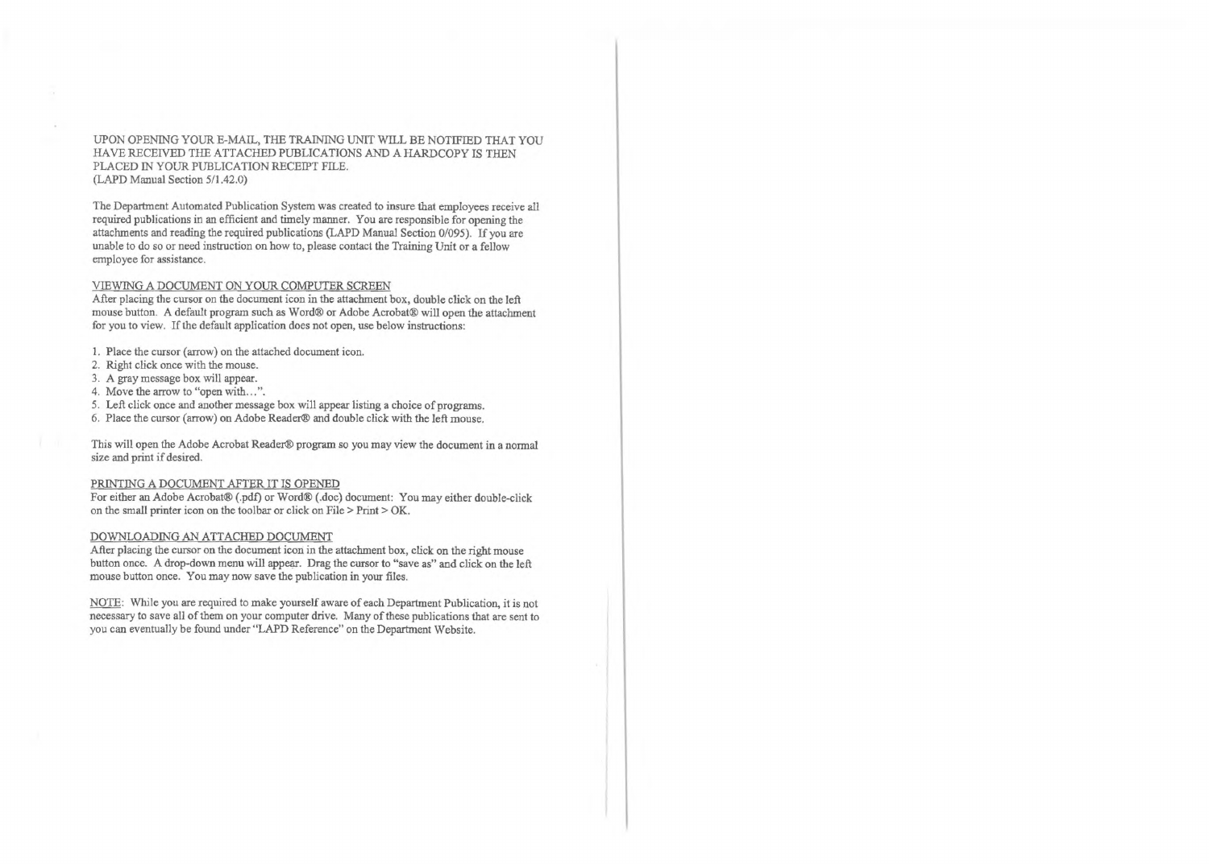UPON OPENING YOUR E-MAIL, THE TRAINING UNIT WILL BE NOTIFIED THAT YOU HAVE RECEIVED THE ATTACHED PUBLICATIONS AND A HARDCOPY IS THEN PLACED IN YOUR PUBLICATION RECEIPT FILE.
(LAPD Manual Section 5/1.42.0)

The Department Automated Publication System was created to insure that employees receive all required publications in an efficient and timely manner. You are responsible for opening the attachments and reading the required publications (LAPD Manual Section 0/095). If you are unable to do so or need instruction on how to, please contact the Training Unit or a fellow employee for assistance.

VIEWING A DOCUMENT ON YOUR COMPUTER SCREEN
After placing the cursor on the document icon in the attachment box, double click on the left mouse button. A default program such as Word® or Adobe Acrobat® will open the attachment for you to view. If the default application does not open, use below instructions:

1. Place the cursor (arrow) on the attached document icon.
2. Right click once with the mouse.
3. A gray message box will appear.
4. Move the arrow to "open with…".
5. Left click once and another message box will appear listing a choice of programs.
6. Place the cursor (arrow) on Adobe Reader® and double click with the left mouse.

This will open the Adobe Acrobat Reader® program so you may view the document in a normal size and print if desired.

PRINTING A DOCUMENT AFTER IT IS OPENED
For either an Adobe Acrobat® (.pdf) or Word® (.doc) document: You may either double-click on the small printer icon on the toolbar or click on File > Print > OK.

DOWNLOADING AN ATTACHED DOCUMENT
After placing the cursor on the document icon in the attachment box, click on the right mouse button once. A drop-down menu will appear. Drag the cursor to "save as" and click on the left mouse button once. You may now save the publication in your files.

NOTE: While you are required to make yourself aware of each Department Publication, it is not necessary to save all of them on your computer drive. Many of these publications that are sent to you can eventually be found under "LAPD Reference" on the Department Website.